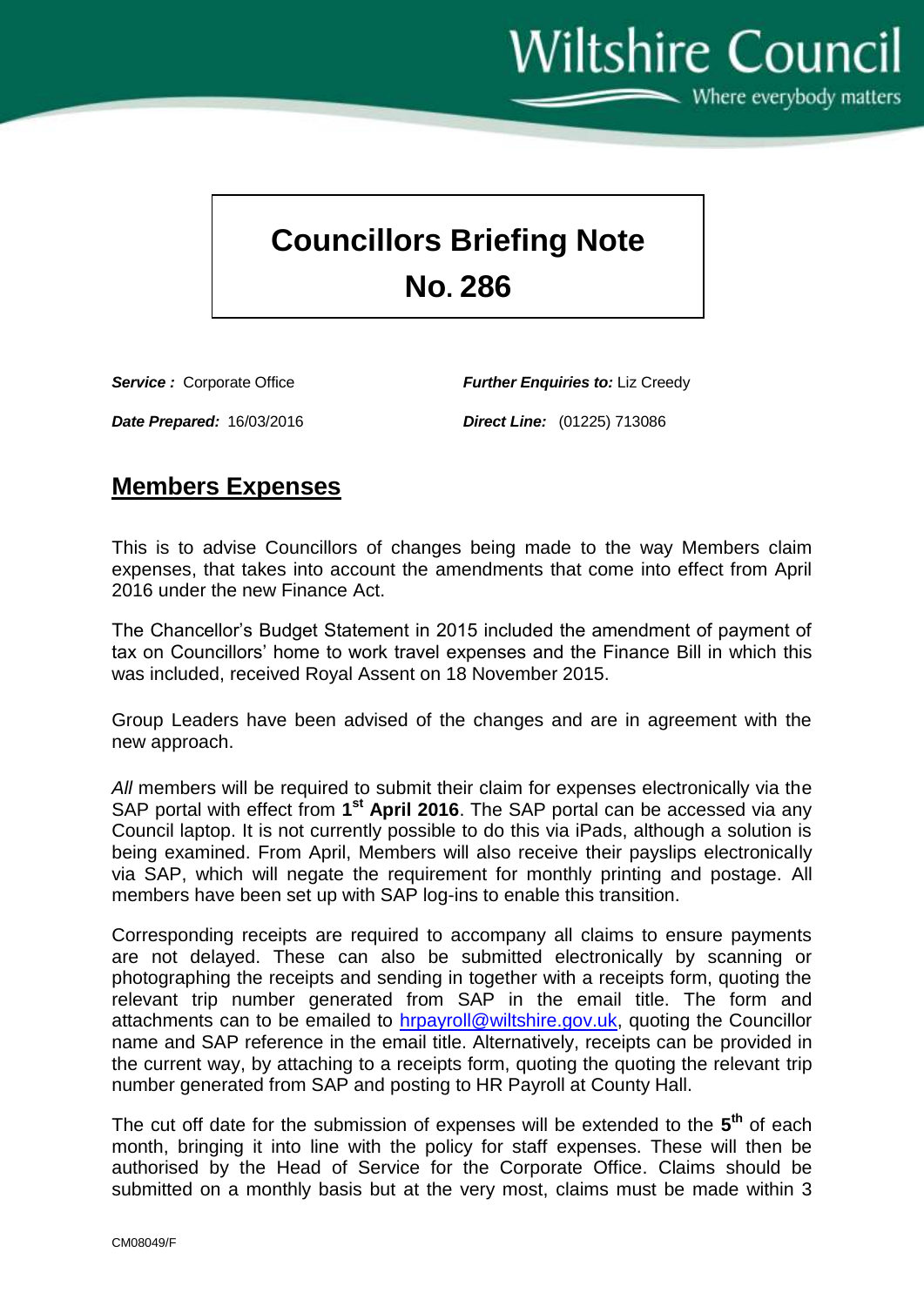Wiltshire Council

Where everybody matters

# Councillors Briefing Note No. 286

***Service :*** Corporate Office

***Further Enquiries to:*** Liz Creedy

***Date Prepared:*** 16/03/2016

***Direct Line:*** (01225) 713086

## Members Expenses

This is to advise Councillors of changes being made to the way Members claim expenses, that takes into account the amendments that come into effect from April 2016 under the new Finance Act.

The Chancellor's Budget Statement in 2015 included the amendment of payment of tax on Councillors' home to work travel expenses and the Finance Bill in which this was included, received Royal Assent on 18 November 2015.

Group Leaders have been advised of the changes and are in agreement with the new approach.

*All* members will be required to submit their claim for expenses electronically via the SAP portal with effect from **1st April 2016**. The SAP portal can be accessed via any Council laptop. It is not currently possible to do this via iPads, although a solution is being examined. From April, Members will also receive their payslips electronically via SAP, which will negate the requirement for monthly printing and postage. All members have been set up with SAP log-ins to enable this transition.

Corresponding receipts are required to accompany all claims to ensure payments are not delayed. These can also be submitted electronically by scanning or photographing the receipts and sending in together with a receipts form, quoting the relevant trip number generated from SAP in the email title. The form and attachments can to be emailed to hrpayroll@wiltshire.gov.uk, quoting the Councillor name and SAP reference in the email title. Alternatively, receipts can be provided in the current way, by attaching to a receipts form, quoting the quoting the relevant trip number generated from SAP and posting to HR Payroll at County Hall.

The cut off date for the submission of expenses will be extended to the **5th** of each month, bringing it into line with the policy for staff expenses. These will then be authorised by the Head of Service for the Corporate Office. Claims should be submitted on a monthly basis but at the very most, claims must be made within 3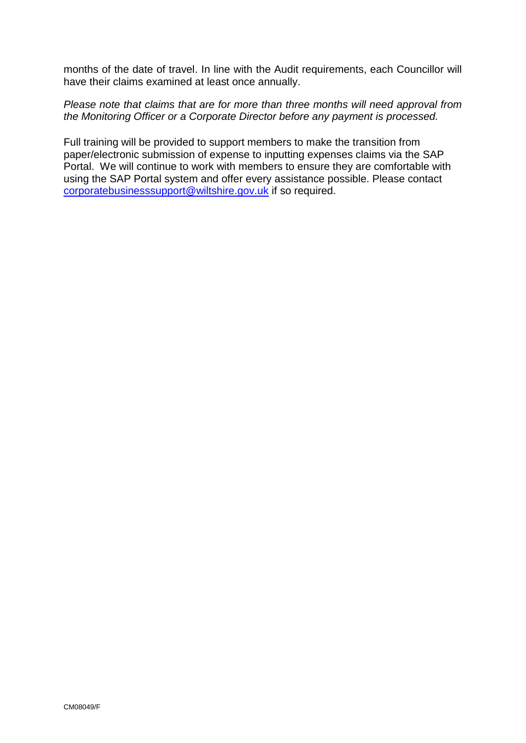months of the date of travel. In line with the Audit requirements, each Councillor will have their claims examined at least once annually.

*Please note that claims that are for more than three months will need approval from the Monitoring Officer or a Corporate Director before any payment is processed.*

Full training will be provided to support members to make the transition from paper/electronic submission of expense to inputting expenses claims via the SAP Portal. We will continue to work with members to ensure they are comfortable with using the SAP Portal system and offer every assistance possible. Please contact [corporatebusinesssupport@wiltshire.gov.uk](mailto:corporatebusinesssupport@wiltshire.gov.uk) if so required.

CM08049/F